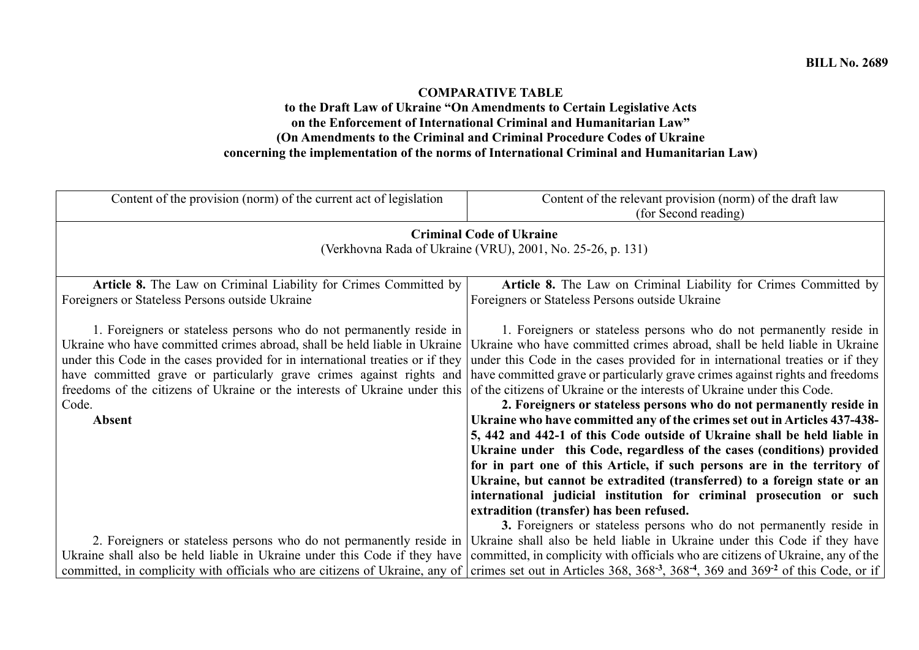**BILL No. 2689**

**COMPARATIVE TABLE**
**to the Draft Law of Ukraine "On Amendments to Certain Legislative Acts on the Enforcement of International Criminal and Humanitarian Law"**
**(On Amendments to the Criminal and Criminal Procedure Codes of Ukraine concerning the implementation of the norms of International Criminal and Humanitarian Law)**

| Content of the provision (norm) of the current act of legislation | Content of the relevant provision (norm) of the draft law (for Second reading) |
|---|---|
| **Criminal Code of Ukraine** (Verkhovna Rada of Ukraine (VRU), 2001, No. 25-26, p. 131) | |
| **Article 8.** The Law on Criminal Liability for Crimes Committed by Foreigners or Stateless Persons outside Ukraine | **Article 8.** The Law on Criminal Liability for Crimes Committed by Foreigners or Stateless Persons outside Ukraine |
| 1. Foreigners or stateless persons who do not permanently reside in Ukraine who have committed crimes abroad, shall be held liable in Ukraine under this Code in the cases provided for in international treaties or if they have committed grave or particularly grave crimes against rights and freedoms of the citizens of Ukraine or the interests of Ukraine under this Code. | 1. Foreigners or stateless persons who do not permanently reside in Ukraine who have committed crimes abroad, shall be held liable in Ukraine under this Code in the cases provided for in international treaties or if they have committed grave or particularly grave crimes against rights and freedoms of the citizens of Ukraine or the interests of Ukraine under this Code. |
| **Absent** | **2. Foreigners or stateless persons who do not permanently reside in Ukraine who have committed any of the crimes set out in Articles 437-438-5, 442 and 442-1 of this Code outside of Ukraine shall be held liable in Ukraine under this Code, regardless of the cases (conditions) provided for in part one of this Article, if such persons are in the territory of Ukraine, but cannot be extradited (transferred) to a foreign state or an international judicial institution for criminal prosecution or such extradition (transfer) has been refused.** |
| 2. Foreigners or stateless persons who do not permanently reside in Ukraine shall also be held liable in Ukraine under this Code if they have committed, in complicity with officials who are citizens of Ukraine, any of | **3.** Foreigners or stateless persons who do not permanently reside in Ukraine shall also be held liable in Ukraine under this Code if they have committed, in complicity with officials who are citizens of Ukraine, any of the crimes set out in Articles 368, 368-3, 368-4, 369 and 369-2 of this Code, or if |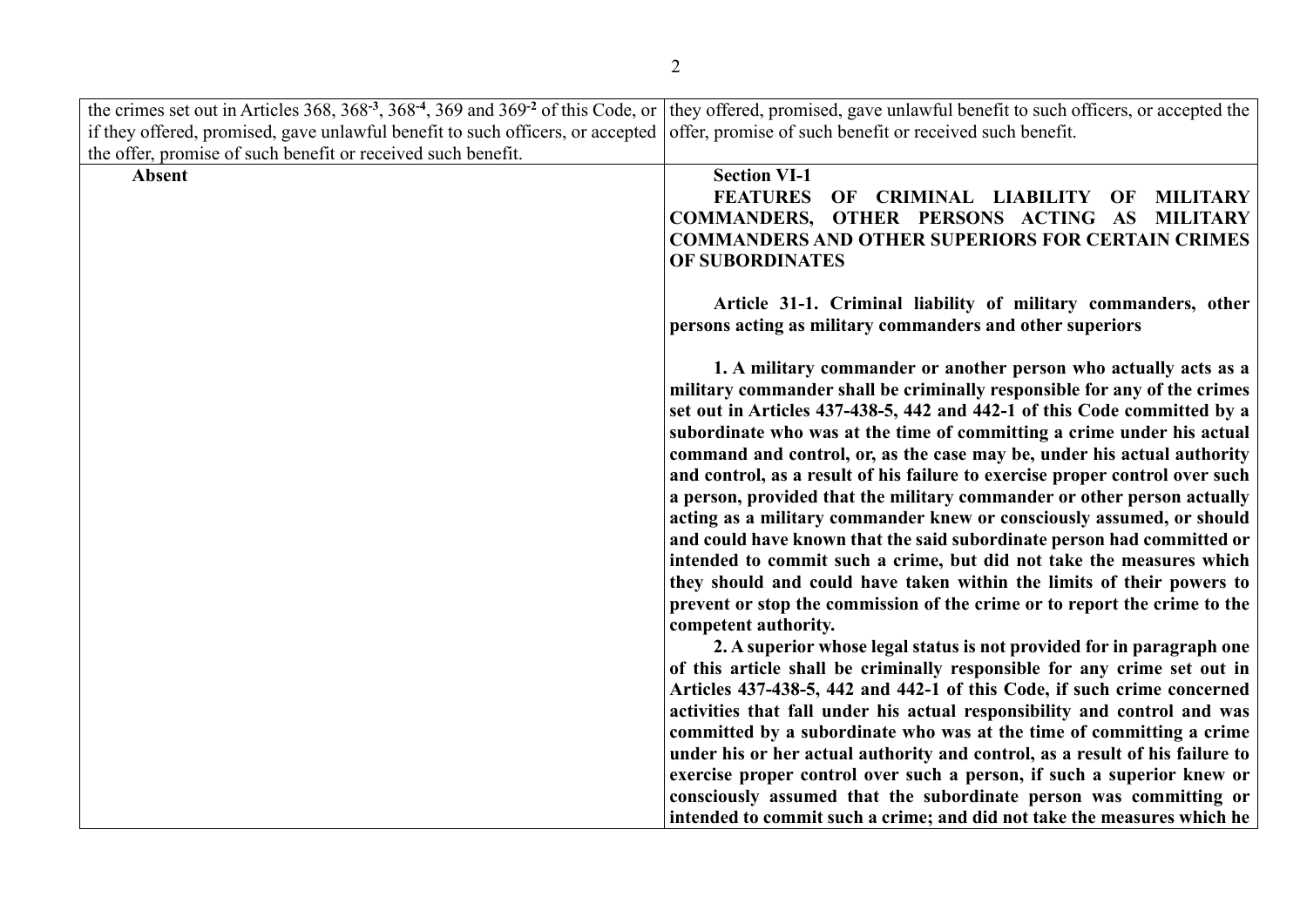| | |
|---|---|
| the crimes set out in Articles 368, $368^{-3}$, $368^{-4}$, 369 and $369^{-2}$ of this Code, or if they offered, promised, gave unlawful benefit to such officers, or accepted the offer, promise of such benefit or received such benefit. | they offered, promised, gave unlawful benefit to such officers, or accepted the offer, promise of such benefit or received such benefit. |
| **Absent** | **Section VI-1**<br>**FEATURES OF CRIMINAL LIABILITY OF MILITARY COMMANDERS, OTHER PERSONS ACTING AS MILITARY COMMANDERS AND OTHER SUPERIORS FOR CERTAIN CRIMES OF SUBORDINATES**<br><br>**Article 31-1. Criminal liability of military commanders, other persons acting as military commanders and other superiors**<br><br>**1. A military commander or another person who actually acts as a military commander shall be criminally responsible for any of the crimes set out in Articles 437-438-5, 442 and 442-1 of this Code committed by a subordinate who was at the time of committing a crime under his actual command and control, or, as the case may be, under his actual authority and control, as a result of his failure to exercise proper control over such a person, provided that the military commander or other person actually acting as a military commander knew or consciously assumed, or should and could have known that the said subordinate person had committed or intended to commit such a crime, but did not take the measures which they should and could have taken within the limits of their powers to prevent or stop the commission of the crime or to report the crime to the competent authority.**<br>**2. A superior whose legal status is not provided for in paragraph one of this article shall be criminally responsible for any crime set out in Articles 437-438-5, 442 and 442-1 of this Code, if such crime concerned activities that fall under his actual responsibility and control and was committed by a subordinate who was at the time of committing a crime under his or her actual authority and control, as a result of his failure to exercise proper control over such a person, if such a superior knew or consciously assumed that the subordinate person was committing or intended to commit such a crime; and did not take the measures which he** |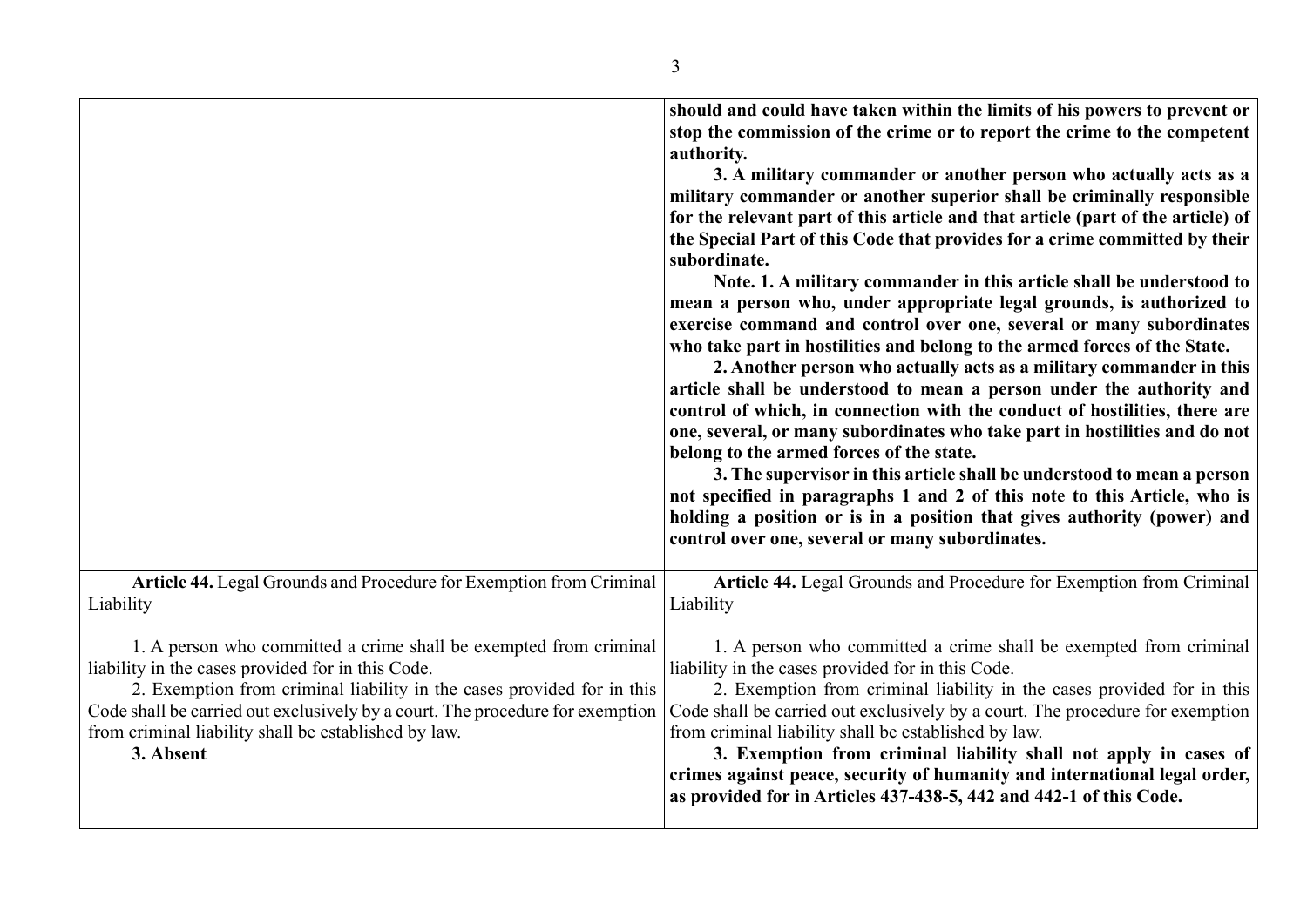| | |
|---|---|
| | **should and could have taken within the limits of his powers to prevent or stop the commission of the crime or to report the crime to the competent authority.**<br>**3. A military commander or another person who actually acts as a military commander or another superior shall be criminally responsible for the relevant part of this article and that article (part of the article) of the Special Part of this Code that provides for a crime committed by their subordinate.**<br>**Note. 1. A military commander in this article shall be understood to mean a person who, under appropriate legal grounds, is authorized to exercise command and control over one, several or many subordinates who take part in hostilities and belong to the armed forces of the State.**<br>**2. Another person who actually acts as a military commander in this article shall be understood to mean a person under the authority and control of which, in connection with the conduct of hostilities, there are one, several, or many subordinates who take part in hostilities and do not belong to the armed forces of the state.**<br>**3. The supervisor in this article shall be understood to mean a person not specified in paragraphs 1 and 2 of this note to this Article, who is holding a position or is in a position that gives authority (power) and control over one, several or many subordinates.** |
| **Article 44.** Legal Grounds and Procedure for Exemption from Criminal Liability<br><br>1. A person who committed a crime shall be exempted from criminal liability in the cases provided for in this Code.<br>2. Exemption from criminal liability in the cases provided for in this Code shall be carried out exclusively by a court. The procedure for exemption from criminal liability shall be established by law.<br>**3. Absent** | **Article 44.** Legal Grounds and Procedure for Exemption from Criminal Liability<br><br>1. A person who committed a crime shall be exempted from criminal liability in the cases provided for in this Code.<br>2. Exemption from criminal liability in the cases provided for in this Code shall be carried out exclusively by a court. The procedure for exemption from criminal liability shall be established by law.<br>**3. Exemption from criminal liability shall not apply in cases of crimes against peace, security of humanity and international legal order, as provided for in Articles 437-438-5, 442 and 442-1 of this Code.** |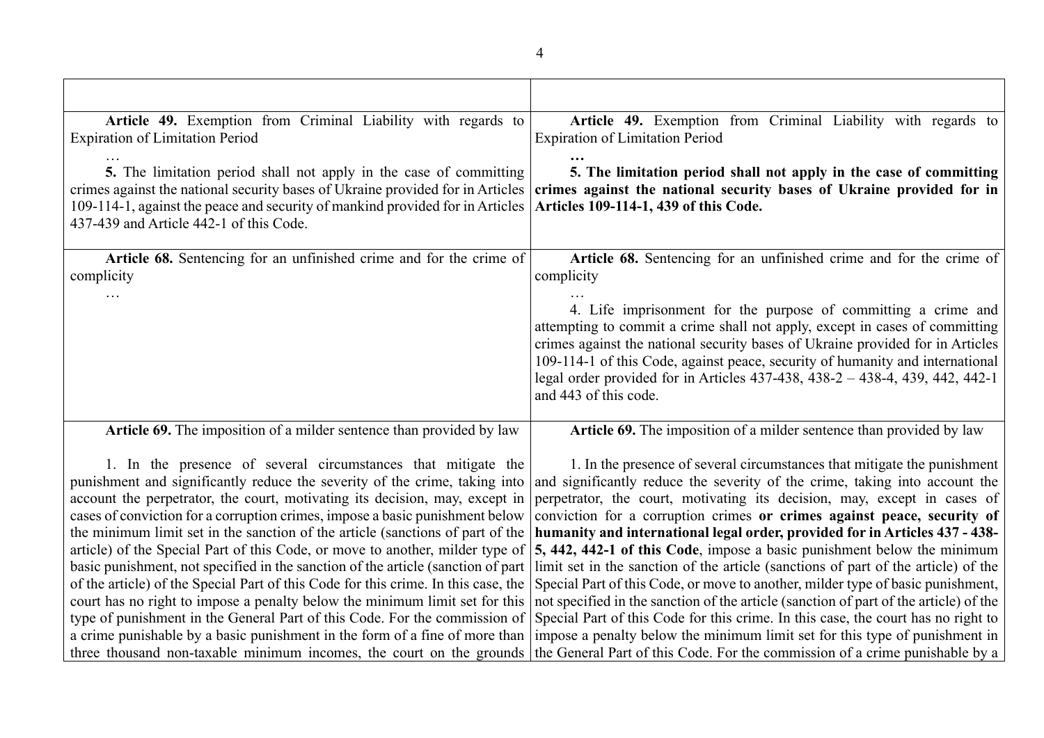| | |
|---|---|
| **Article 49.** Exemption from Criminal Liability with regards to Expiration of Limitation Period<br>…<br>**5.** The limitation period shall not apply in the case of committing crimes against the national security bases of Ukraine provided for in Articles 109-114-1, against the peace and security of mankind provided for in Articles 437-439 and Article 442-1 of this Code. | **Article 49.** Exemption from Criminal Liability with regards to Expiration of Limitation Period<br>**…**<br>**5. The limitation period shall not apply in the case of committing crimes against the national security bases of Ukraine provided for in Articles 109-114-1, 439 of this Code.** |
| **Article 68.** Sentencing for an unfinished crime and for the crime of complicity<br>… | **Article 68.** Sentencing for an unfinished crime and for the crime of complicity<br>…<br>4. Life imprisonment for the purpose of committing a crime and attempting to commit a crime shall not apply, except in cases of committing crimes against the national security bases of Ukraine provided for in Articles 109-114-1 of this Code, against peace, security of humanity and international legal order provided for in Articles 437-438, 438-2 – 438-4, 439, 442, 442-1 and 443 of this code. |
| **Article 69.** The imposition of a milder sentence than provided by law<br><br>1. In the presence of several circumstances that mitigate the punishment and significantly reduce the severity of the crime, taking into account the perpetrator, the court, motivating its decision, may, except in cases of conviction for a corruption crimes, impose a basic punishment below the minimum limit set in the sanction of the article (sanctions of part of the article) of the Special Part of this Code, or move to another, milder type of basic punishment, not specified in the sanction of the article (sanction of part of the article) of the Special Part of this Code for this crime. In this case, the court has no right to impose a penalty below the minimum limit set for this type of punishment in the General Part of this Code. For the commission of a crime punishable by a basic punishment in the form of a fine of more than three thousand non-taxable minimum incomes, the court on the grounds | **Article 69.** The imposition of a milder sentence than provided by law<br><br>1. In the presence of several circumstances that mitigate the punishment and significantly reduce the severity of the crime, taking into account the perpetrator, the court, motivating its decision, may, except in cases of conviction for a corruption crimes **or crimes against peace, security of humanity and international legal order, provided for in Articles 437 - 438-5, 442, 442-1 of this Code**, impose a basic punishment below the minimum limit set in the sanction of the article (sanctions of part of the article) of the Special Part of this Code, or move to another, milder type of basic punishment, not specified in the sanction of the article (sanction of part of the article) of the Special Part of this Code for this crime. In this case, the court has no right to impose a penalty below the minimum limit set for this type of punishment in the General Part of this Code. For the commission of a crime punishable by a |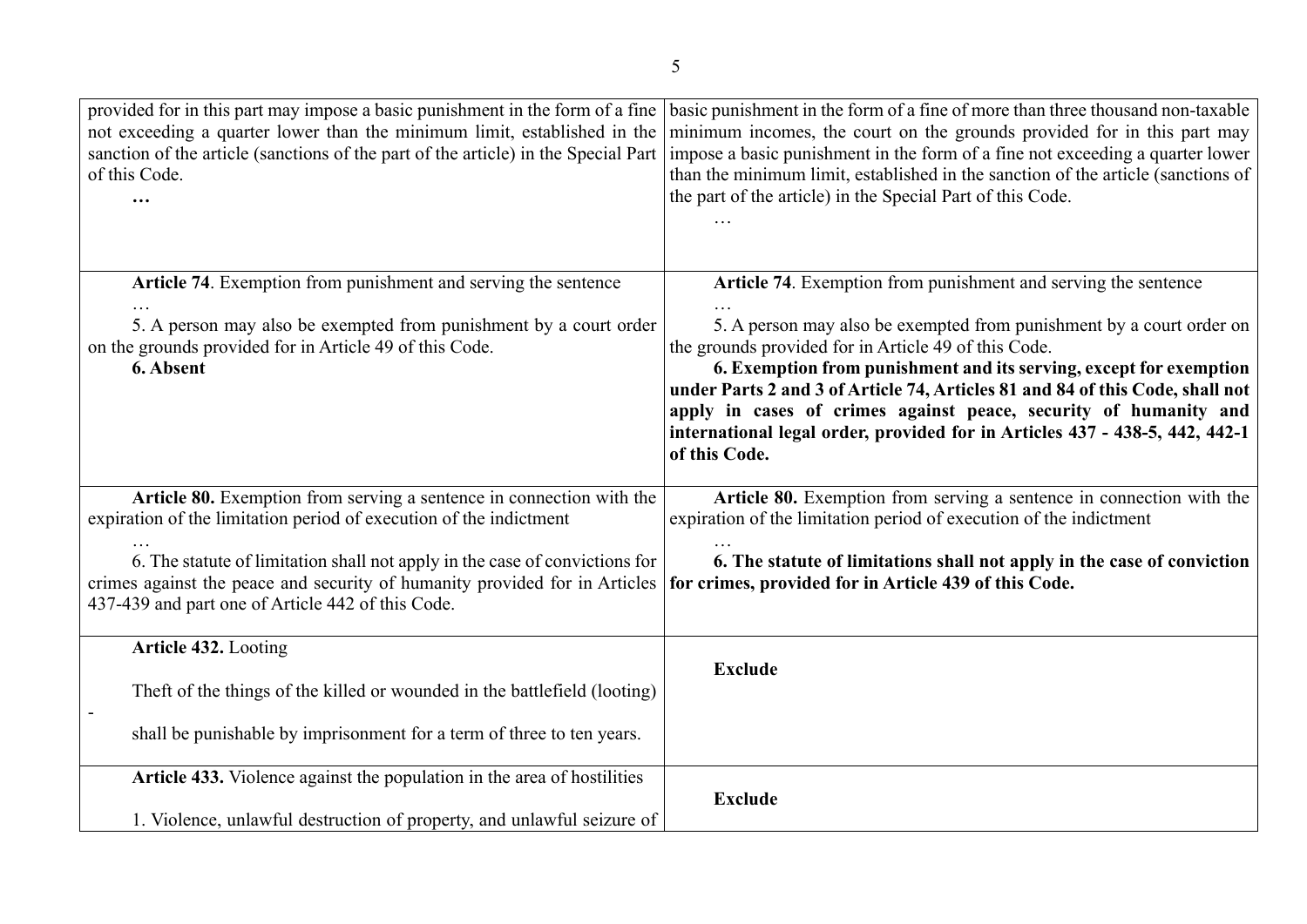| | |
|---|---|
| provided for in this part may impose a basic punishment in the form of a fine not exceeding a quarter lower than the minimum limit, established in the sanction of the article (sanctions of the part of the article) in the Special Part of this Code.<br>**…** | basic punishment in the form of a fine of more than three thousand non-taxable minimum incomes, the court on the grounds provided for in this part may impose a basic punishment in the form of a fine not exceeding a quarter lower than the minimum limit, established in the sanction of the article (sanctions of the part of the article) in the Special Part of this Code.<br>… |
| **Article 74**. Exemption from punishment and serving the sentence<br>…<br>5. A person may also be exempted from punishment by a court order on the grounds provided for in Article 49 of this Code.<br>**6. Absent** | **Article 74**. Exemption from punishment and serving the sentence<br>…<br>5. A person may also be exempted from punishment by a court order on the grounds provided for in Article 49 of this Code.<br>**6. Exemption from punishment and its serving, except for exemption under Parts 2 and 3 of Article 74, Articles 81 and 84 of this Code, shall not apply in cases of crimes against peace, security of humanity and international legal order, provided for in Articles 437 - 438-5, 442, 442-1 of this Code.** |
| **Article 80.** Exemption from serving a sentence in connection with the expiration of the limitation period of execution of the indictment<br>…<br>6. The statute of limitation shall not apply in the case of convictions for crimes against the peace and security of humanity provided for in Articles 437-439 and part one of Article 442 of this Code. | **Article 80.** Exemption from serving a sentence in connection with the expiration of the limitation period of execution of the indictment<br>…<br>**6. The statute of limitations shall not apply in the case of conviction for crimes, provided for in Article 439 of this Code.** |
| **Article 432.** Looting<br>Theft of the things of the killed or wounded in the battlefield (looting) -<br>shall be punishable by imprisonment for a term of three to ten years. | **Exclude** |
| **Article 433.** Violence against the population in the area of hostilities<br>1. Violence, unlawful destruction of property, and unlawful seizure of | **Exclude** |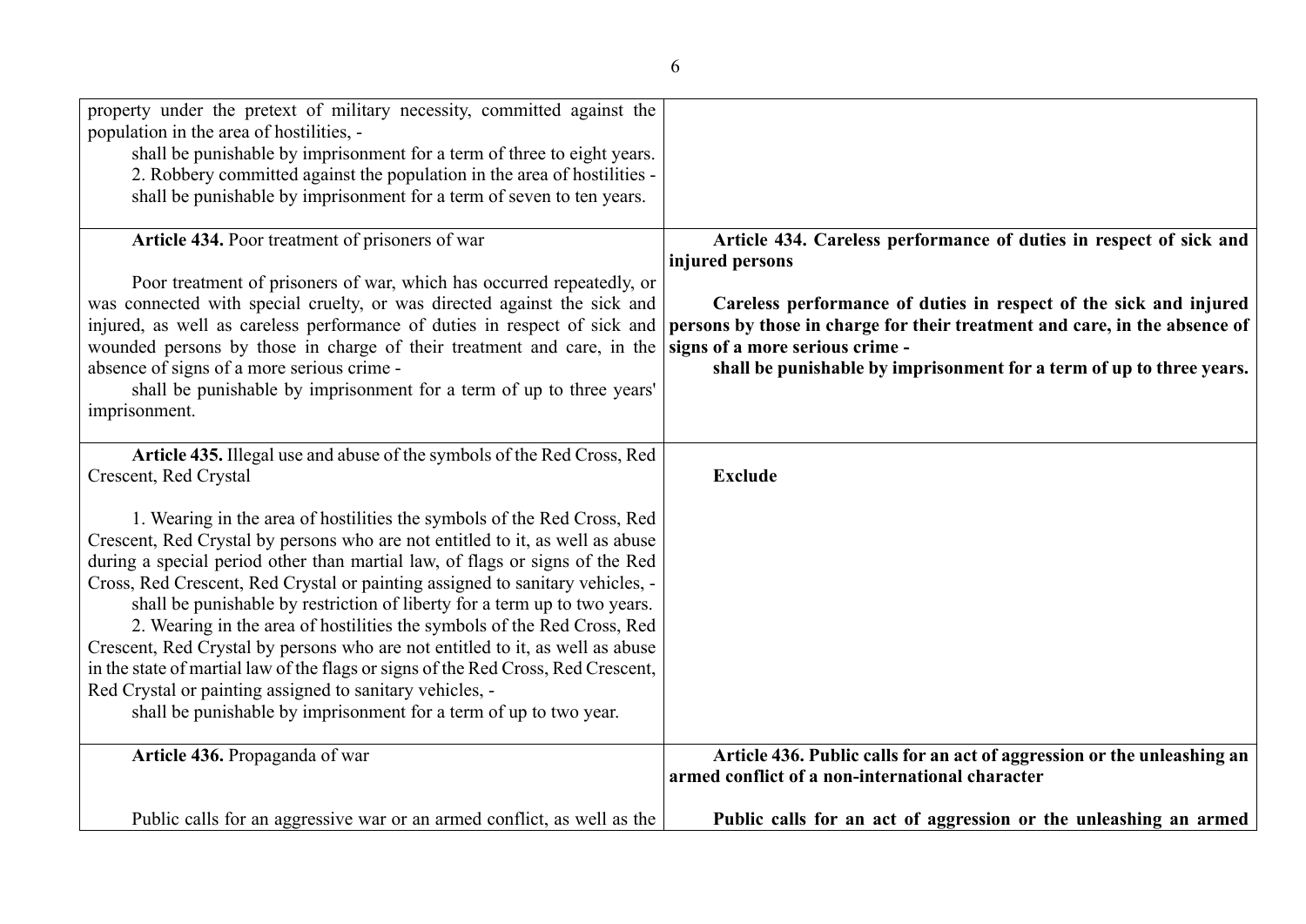| | |
|---|---|
| property under the pretext of military necessity, committed against the population in the area of hostilities, - <br> shall be punishable by imprisonment for a term of three to eight years. <br> 2. Robbery committed against the population in the area of hostilities - shall be punishable by imprisonment for a term of seven to ten years. | |
| **Article 434.** Poor treatment of prisoners of war <br><br> Poor treatment of prisoners of war, which has occurred repeatedly, or was connected with special cruelty, or was directed against the sick and injured, as well as careless performance of duties in respect of sick and wounded persons by those in charge of their treatment and care, in the absence of signs of a more serious crime - <br> shall be punishable by imprisonment for a term of up to three years' imprisonment. | **Article 434. Careless performance of duties in respect of sick and injured persons** <br><br> **Careless performance of duties in respect of the sick and injured persons by those in charge for their treatment and care, in the absence of signs of a more serious crime -** <br> **shall be punishable by imprisonment for a term of up to three years.** |
| **Article 435.** Illegal use and abuse of the symbols of the Red Cross, Red Crescent, Red Crystal <br><br> 1. Wearing in the area of hostilities the symbols of the Red Cross, Red Crescent, Red Crystal by persons who are not entitled to it, as well as abuse during a special period other than martial law, of flags or signs of the Red Cross, Red Crescent, Red Crystal or painting assigned to sanitary vehicles, - <br> shall be punishable by restriction of liberty for a term up to two years. <br> 2. Wearing in the area of hostilities the symbols of the Red Cross, Red Crescent, Red Crystal by persons who are not entitled to it, as well as abuse in the state of martial law of the flags or signs of the Red Cross, Red Crescent, Red Crystal or painting assigned to sanitary vehicles, - <br> shall be punishable by imprisonment for a term of up to two year. | **Exclude** |
| **Article 436.** Propaganda of war <br><br> Public calls for an aggressive war or an armed conflict, as well as the | **Article 436. Public calls for an act of aggression or the unleashing an armed conflict of a non-international character** <br><br> **Public calls for an act of aggression or the unleashing an armed** |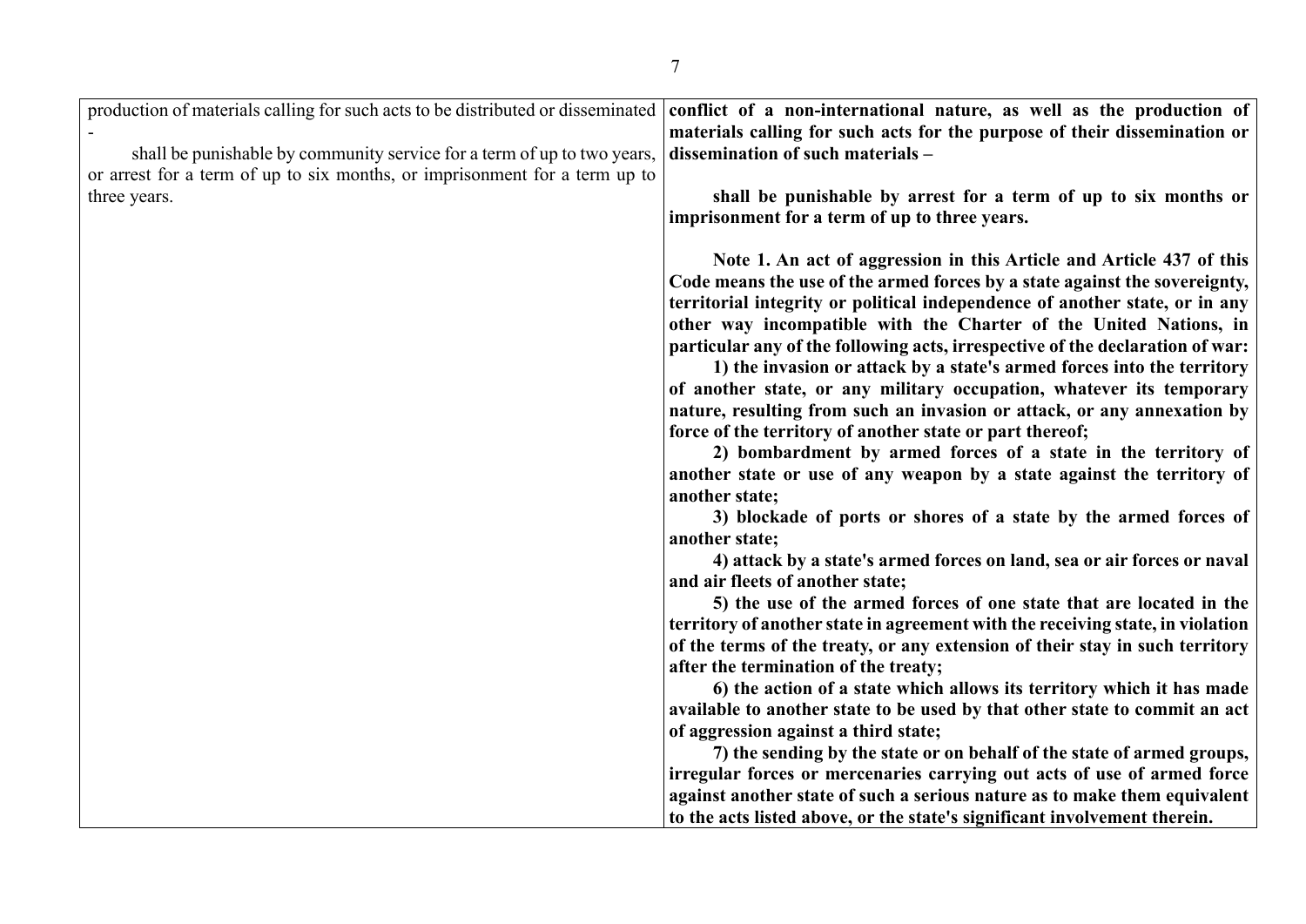| | |
|---|---|
| production of materials calling for such acts to be distributed or disseminated -<br><br>shall be punishable by community service for a term of up to two years, or arrest for a term of up to six months, or imprisonment for a term up to three years. | **conflict of a non-international nature, as well as the production of materials calling for such acts for the purpose of their dissemination or dissemination of such materials –**<br><br>**shall be punishable by arrest for a term of up to six months or imprisonment for a term of up to three years.**<br><br>**Note 1. An act of aggression in this Article and Article 437 of this Code means the use of the armed forces by a state against the sovereignty, territorial integrity or political independence of another state, or in any other way incompatible with the Charter of the United Nations, in particular any of the following acts, irrespective of the declaration of war:**<br>**1) the invasion or attack by a state's armed forces into the territory of another state, or any military occupation, whatever its temporary nature, resulting from such an invasion or attack, or any annexation by force of the territory of another state or part thereof;**<br>**2) bombardment by armed forces of a state in the territory of another state or use of any weapon by a state against the territory of another state;**<br>**3) blockade of ports or shores of a state by the armed forces of another state;**<br>**4) attack by a state's armed forces on land, sea or air forces or naval and air fleets of another state;**<br>**5) the use of the armed forces of one state that are located in the territory of another state in agreement with the receiving state, in violation of the terms of the treaty, or any extension of their stay in such territory after the termination of the treaty;**<br>**6) the action of a state which allows its territory which it has made available to another state to be used by that other state to commit an act of aggression against a third state;**<br>**7) the sending by the state or on behalf of the state of armed groups, irregular forces or mercenaries carrying out acts of use of armed force against another state of such a serious nature as to make them equivalent to the acts listed above, or the state's significant involvement therein.** |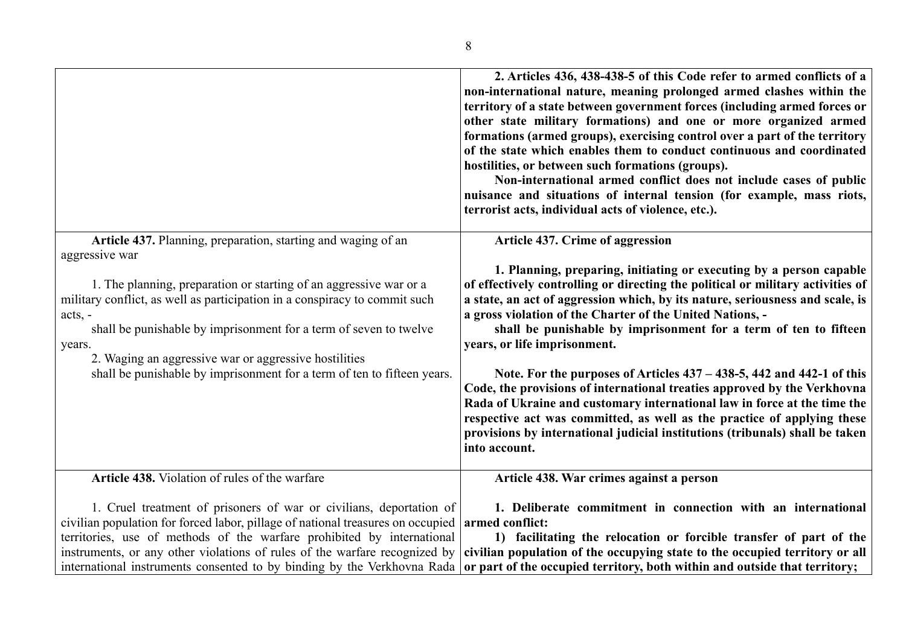| | |
|---|---|
| | **2. Articles 436, 438-438-5 of this Code refer to armed conflicts of a non-international nature, meaning prolonged armed clashes within the territory of a state between government forces (including armed forces or other state military formations) and one or more organized armed formations (armed groups), exercising control over a part of the territory of the state which enables them to conduct continuous and coordinated hostilities, or between such formations (groups).**<br>**Non-international armed conflict does not include cases of public nuisance and situations of internal tension (for example, mass riots, terrorist acts, individual acts of violence, etc.).** |
| **Article 437.** Planning, preparation, starting and waging of an aggressive war<br><br>1. The planning, preparation or starting of an aggressive war or a military conflict, as well as participation in a conspiracy to commit such acts, -<br>shall be punishable by imprisonment for a term of seven to twelve years.<br>2. Waging an aggressive war or aggressive hostilities<br>shall be punishable by imprisonment for a term of ten to fifteen years. | **Article 437. Crime of aggression**<br><br>**1. Planning, preparing, initiating or executing by a person capable of effectively controlling or directing the political or military activities of a state, an act of aggression which, by its nature, seriousness and scale, is a gross violation of the Charter of the United Nations, -**<br>**shall be punishable by imprisonment for a term of ten to fifteen years, or life imprisonment.**<br><br>**Note. For the purposes of Articles 437 – 438-5, 442 and 442-1 of this Code, the provisions of international treaties approved by the Verkhovna Rada of Ukraine and customary international law in force at the time the respective act was committed, as well as the practice of applying these provisions by international judicial institutions (tribunals) shall be taken into account.** |
| **Article 438.** Violation of rules of the warfare<br><br>1. Cruel treatment of prisoners of war or civilians, deportation of civilian population for forced labor, pillage of national treasures on occupied territories, use of methods of the warfare prohibited by international instruments, or any other violations of rules of the warfare recognized by international instruments consented to by binding by the Verkhovna Rada | **Article 438. War crimes against a person**<br><br>**1. Deliberate commitment in connection with an international armed conflict:**<br>**1) facilitating the relocation or forcible transfer of part of the civilian population of the occupying state to the occupied territory or all or part of the occupied territory, both within and outside that territory;** |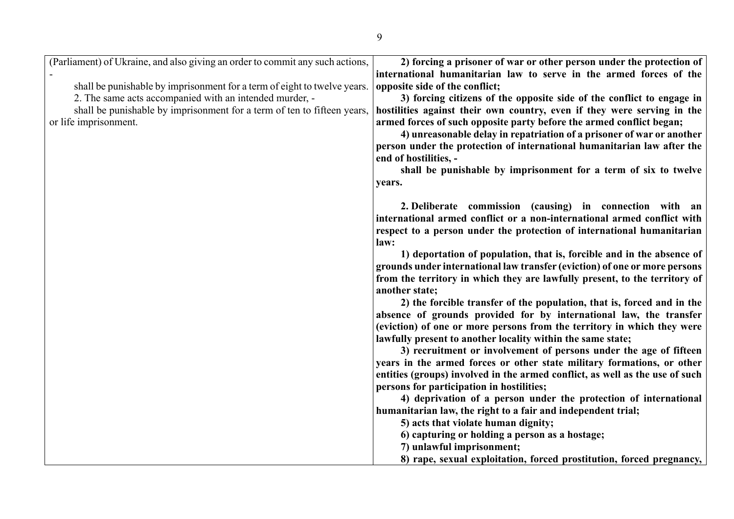| | |
|---|---|
| (Parliament) of Ukraine, and also giving an order to commit any such actions, -<br>shall be punishable by imprisonment for a term of eight to twelve years.<br>2. The same acts accompanied with an intended murder, -<br>shall be punishable by imprisonment for a term of ten to fifteen years, or life imprisonment. | **2) forcing a prisoner of war or other person under the protection of international humanitarian law to serve in the armed forces of the opposite side of the conflict;**<br>**3) forcing citizens of the opposite side of the conflict to engage in hostilities against their own country, even if they were serving in the armed forces of such opposite party before the armed conflict began;**<br>**4) unreasonable delay in repatriation of a prisoner of war or another person under the protection of international humanitarian law after the end of hostilities, -**<br>**shall be punishable by imprisonment for a term of six to twelve years.**<br><br>**2. Deliberate commission (causing) in connection with an international armed conflict or a non-international armed conflict with respect to a person under the protection of international humanitarian law:**<br>**1) deportation of population, that is, forcible and in the absence of grounds under international law transfer (eviction) of one or more persons from the territory in which they are lawfully present, to the territory of another state;**<br>**2) the forcible transfer of the population, that is, forced and in the absence of grounds provided for by international law, the transfer (eviction) of one or more persons from the territory in which they were lawfully present to another locality within the same state;**<br>**3) recruitment or involvement of persons under the age of fifteen years in the armed forces or other state military formations, or other entities (groups) involved in the armed conflict, as well as the use of such persons for participation in hostilities;**<br>**4) deprivation of a person under the protection of international humanitarian law, the right to a fair and independent trial;**<br>**5) acts that violate human dignity;**<br>**6) capturing or holding a person as a hostage;**<br>**7) unlawful imprisonment;**<br>**8) rape, sexual exploitation, forced prostitution, forced pregnancy,** |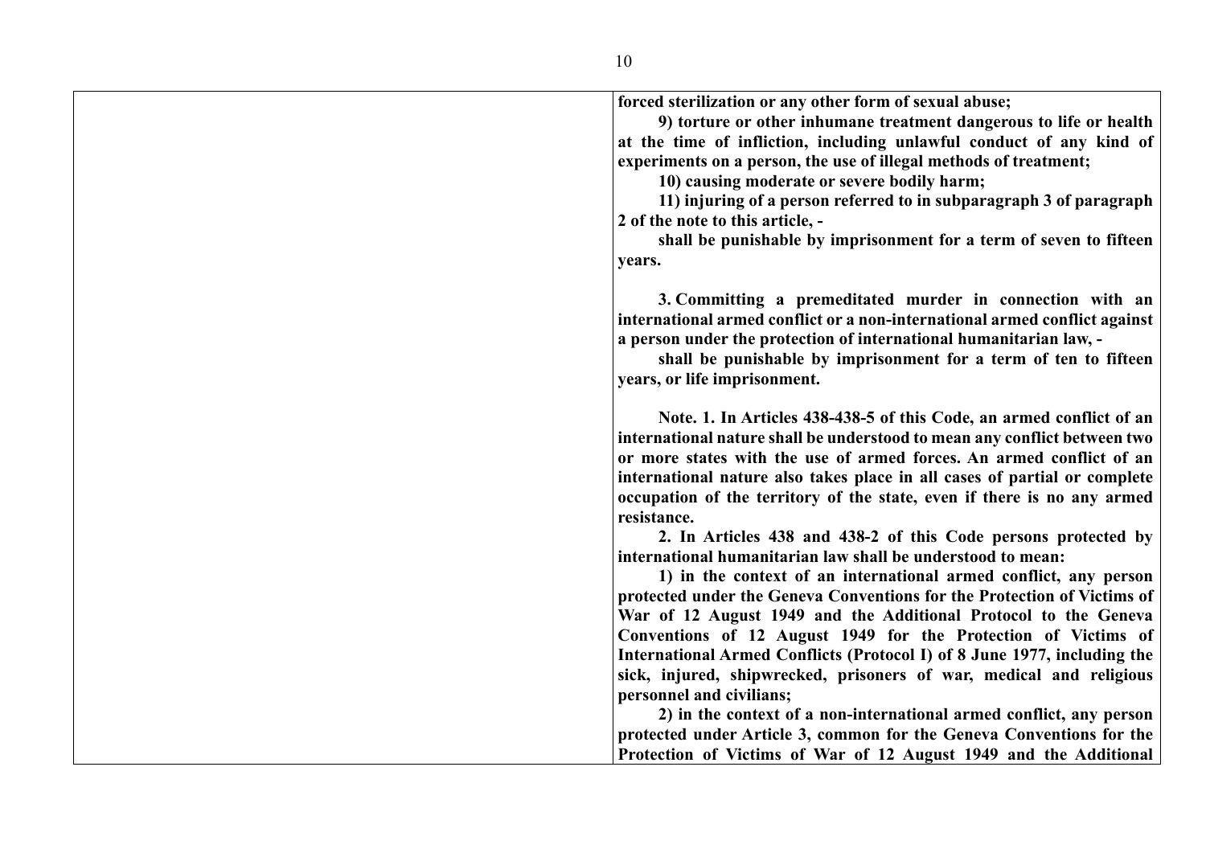| | |
|---|---|
| | **forced sterilization or any other form of sexual abuse;**<br>**9) torture or other inhumane treatment dangerous to life or health at the time of infliction, including unlawful conduct of any kind of experiments on a person, the use of illegal methods of treatment;**<br>**10) causing moderate or severe bodily harm;**<br>**11) injuring of a person referred to in subparagraph 3 of paragraph 2 of the note to this article, -**<br>**shall be punishable by imprisonment for a term of seven to fifteen years.**<br><br>**3. Committing a premeditated murder in connection with an international armed conflict or a non-international armed conflict against a person under the protection of international humanitarian law, -**<br>**shall be punishable by imprisonment for a term of ten to fifteen years, or life imprisonment.**<br><br>**Note. 1. In Articles 438-438-5 of this Code, an armed conflict of an international nature shall be understood to mean any conflict between two or more states with the use of armed forces. An armed conflict of an international nature also takes place in all cases of partial or complete occupation of the territory of the state, even if there is no any armed resistance.**<br>**2. In Articles 438 and 438-2 of this Code persons protected by international humanitarian law shall be understood to mean:**<br>**1) in the context of an international armed conflict, any person protected under the Geneva Conventions for the Protection of Victims of War of 12 August 1949 and the Additional Protocol to the Geneva Conventions of 12 August 1949 for the Protection of Victims of International Armed Conflicts (Protocol I) of 8 June 1977, including the sick, injured, shipwrecked, prisoners of war, medical and religious personnel and civilians;**<br>**2) in the context of a non-international armed conflict, any person protected under Article 3, common for the Geneva Conventions for the Protection of Victims of War of 12 August 1949 and the Additional** |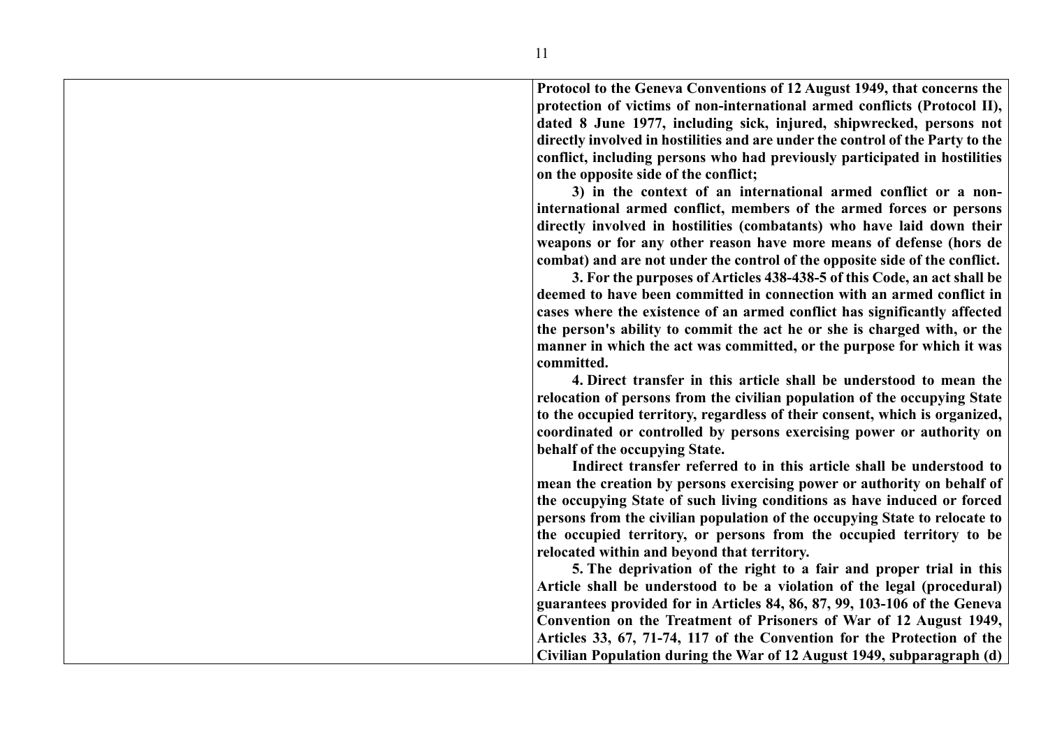**Protocol to the Geneva Conventions of 12 August 1949, that concerns the protection of victims of non-international armed conflicts (Protocol II), dated 8 June 1977, including sick, injured, shipwrecked, persons not directly involved in hostilities and are under the control of the Party to the conflict, including persons who had previously participated in hostilities on the opposite side of the conflict;**

**3) in the context of an international armed conflict or a non-international armed conflict, members of the armed forces or persons directly involved in hostilities (combatants) who have laid down their weapons or for any other reason have more means of defense (hors de combat) and are not under the control of the opposite side of the conflict.**

**3. For the purposes of Articles 438-438-5 of this Code, an act shall be deemed to have been committed in connection with an armed conflict in cases where the existence of an armed conflict has significantly affected the person's ability to commit the act he or she is charged with, or the manner in which the act was committed, or the purpose for which it was committed.**

**4. Direct transfer in this article shall be understood to mean the relocation of persons from the civilian population of the occupying State to the occupied territory, regardless of their consent, which is organized, coordinated or controlled by persons exercising power or authority on behalf of the occupying State.**

**Indirect transfer referred to in this article shall be understood to mean the creation by persons exercising power or authority on behalf of the occupying State of such living conditions as have induced or forced persons from the civilian population of the occupying State to relocate to the occupied territory, or persons from the occupied territory to be relocated within and beyond that territory.**

**5. The deprivation of the right to a fair and proper trial in this Article shall be understood to be a violation of the legal (procedural) guarantees provided for in Articles 84, 86, 87, 99, 103-106 of the Geneva Convention on the Treatment of Prisoners of War of 12 August 1949, Articles 33, 67, 71-74, 117 of the Convention for the Protection of the Civilian Population during the War of 12 August 1949, subparagraph (d)**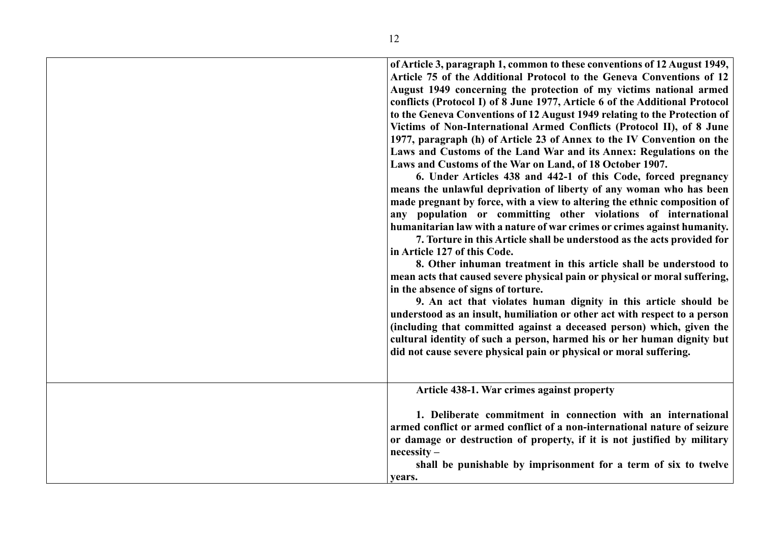| | |
|---|---|
| | **of Article 3, paragraph 1, common to these conventions of 12 August 1949, Article 75 of the Additional Protocol to the Geneva Conventions of 12 August 1949 concerning the protection of my victims national armed conflicts (Protocol I) of 8 June 1977, Article 6 of the Additional Protocol to the Geneva Conventions of 12 August 1949 relating to the Protection of Victims of Non-International Armed Conflicts (Protocol II), of 8 June 1977, paragraph (h) of Article 23 of Annex to the IV Convention on the Laws and Customs of the Land War and its Annex: Regulations on the Laws and Customs of the War on Land, of 18 October 1907.**<br>**6. Under Articles 438 and 442-1 of this Code, forced pregnancy means the unlawful deprivation of liberty of any woman who has been made pregnant by force, with a view to altering the ethnic composition of any population or committing other violations of international humanitarian law with a nature of war crimes or crimes against humanity.**<br>**7. Torture in this Article shall be understood as the acts provided for in Article 127 of this Code.**<br>**8. Other inhuman treatment in this article shall be understood to mean acts that caused severe physical pain or physical or moral suffering, in the absence of signs of torture.**<br>**9. An act that violates human dignity in this article should be understood as an insult, humiliation or other act with respect to a person (including that committed against a deceased person) which, given the cultural identity of such a person, harmed his or her human dignity but did not cause severe physical pain or physical or moral suffering.** |
| | **Article 438-1. War crimes against property**<br><br>**1. Deliberate commitment in connection with an international armed conflict or armed conflict of a non-international nature of seizure or damage or destruction of property, if it is not justified by military necessity –**<br>**shall be punishable by imprisonment for a term of six to twelve years.** |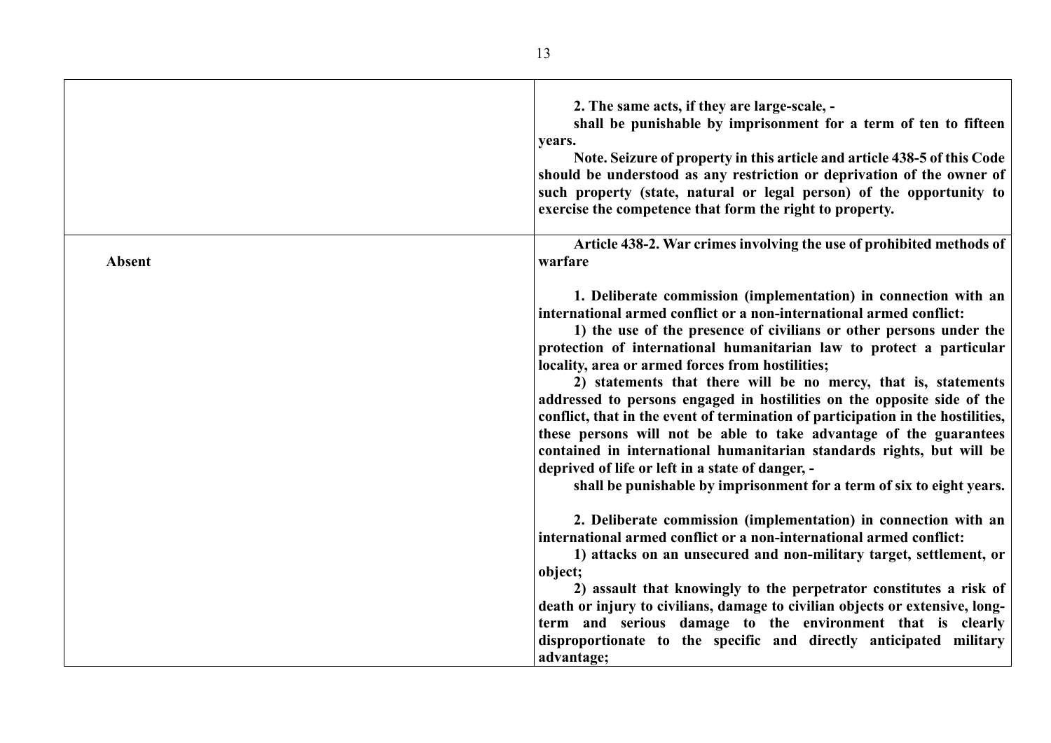| | |
|---|---|
| | **2. The same acts, if they are large-scale, -**<br>**shall be punishable by imprisonment for a term of ten to fifteen years.**<br>**Note. Seizure of property in this article and article 438-5 of this Code should be understood as any restriction or deprivation of the owner of such property (state, natural or legal person) of the opportunity to exercise the competence that form the right to property.** |
| **Absent** | **Article 438-2. War crimes involving the use of prohibited methods of warfare**<br><br>**1. Deliberate commission (implementation) in connection with an international armed conflict or a non-international armed conflict:**<br>**1) the use of the presence of civilians or other persons under the protection of international humanitarian law to protect a particular locality, area or armed forces from hostilities;**<br>**2) statements that there will be no mercy, that is, statements addressed to persons engaged in hostilities on the opposite side of the conflict, that in the event of termination of participation in the hostilities, these persons will not be able to take advantage of the guarantees contained in international humanitarian standards rights, but will be deprived of life or left in a state of danger, -**<br>**shall be punishable by imprisonment for a term of six to eight years.**<br><br>**2. Deliberate commission (implementation) in connection with an international armed conflict or a non-international armed conflict:**<br>**1) attacks on an unsecured and non-military target, settlement, or object;**<br>**2) assault that knowingly to the perpetrator constitutes a risk of death or injury to civilians, damage to civilian objects or extensive, long-term and serious damage to the environment that is clearly disproportionate to the specific and directly anticipated military advantage;** |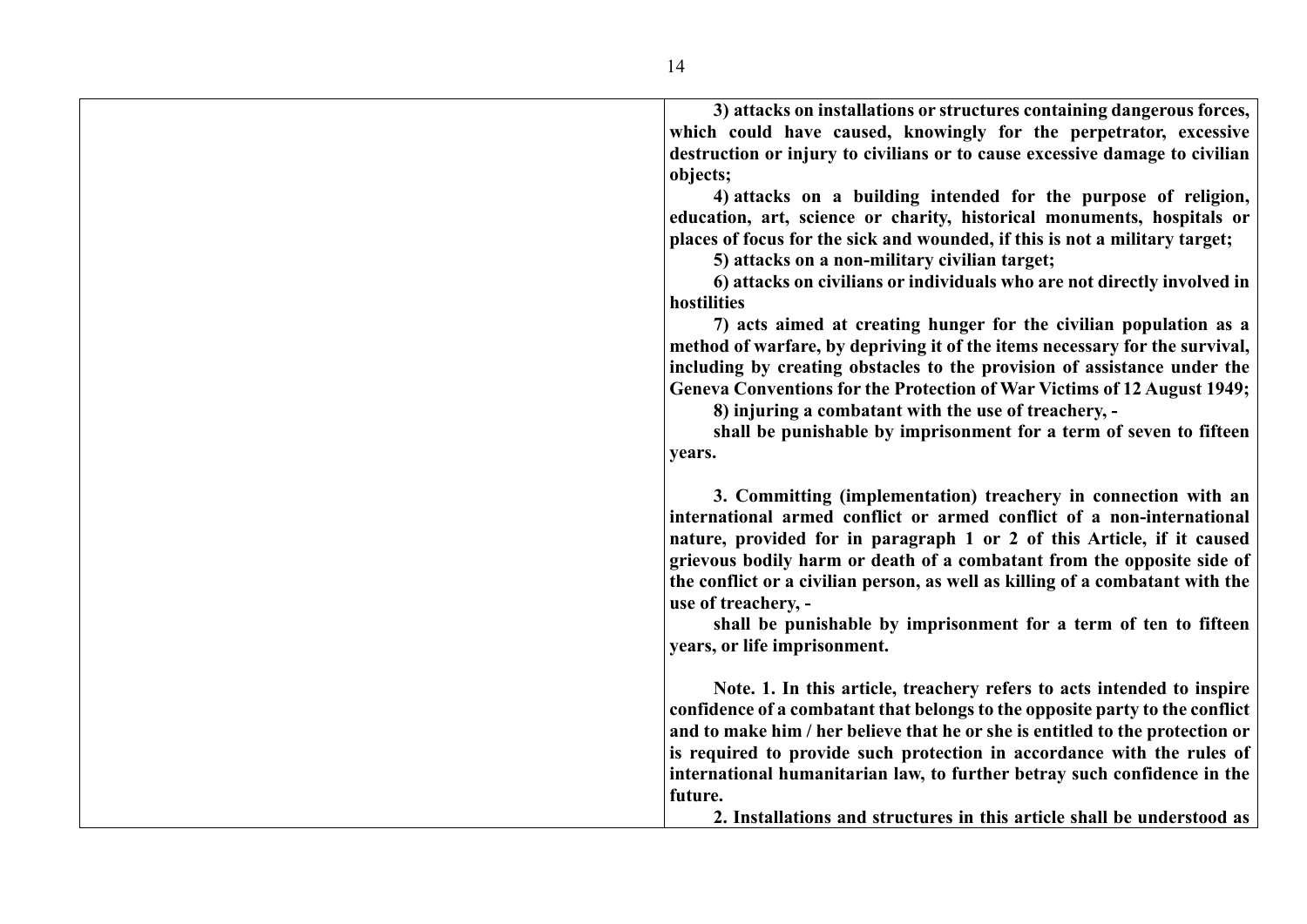| | |
|---|---|
| | **3) attacks on installations or structures containing dangerous forces, which could have caused, knowingly for the perpetrator, excessive destruction or injury to civilians or to cause excessive damage to civilian objects;**<br><br>**4) attacks on a building intended for the purpose of religion, education, art, science or charity, historical monuments, hospitals or places of focus for the sick and wounded, if this is not a military target;**<br><br>**5) attacks on a non-military civilian target;**<br><br>**6) attacks on civilians or individuals who are not directly involved in hostilities**<br><br>**7) acts aimed at creating hunger for the civilian population as a method of warfare, by depriving it of the items necessary for the survival, including by creating obstacles to the provision of assistance under the Geneva Conventions for the Protection of War Victims of 12 August 1949;**<br><br>**8) injuring a combatant with the use of treachery, -**<br><br>**shall be punishable by imprisonment for a term of seven to fifteen years.**<br><br>**3. Committing (implementation) treachery in connection with an international armed conflict or armed conflict of a non-international nature, provided for in paragraph 1 or 2 of this Article, if it caused grievous bodily harm or death of a combatant from the opposite side of the conflict or a civilian person, as well as killing of a combatant with the use of treachery, -**<br><br>**shall be punishable by imprisonment for a term of ten to fifteen years, or life imprisonment.**<br><br>**Note. 1. In this article, treachery refers to acts intended to inspire confidence of a combatant that belongs to the opposite party to the conflict and to make him / her believe that he or she is entitled to the protection or is required to provide such protection in accordance with the rules of international humanitarian law, to further betray such confidence in the future.**<br><br>**2. Installations and structures in this article shall be understood as** |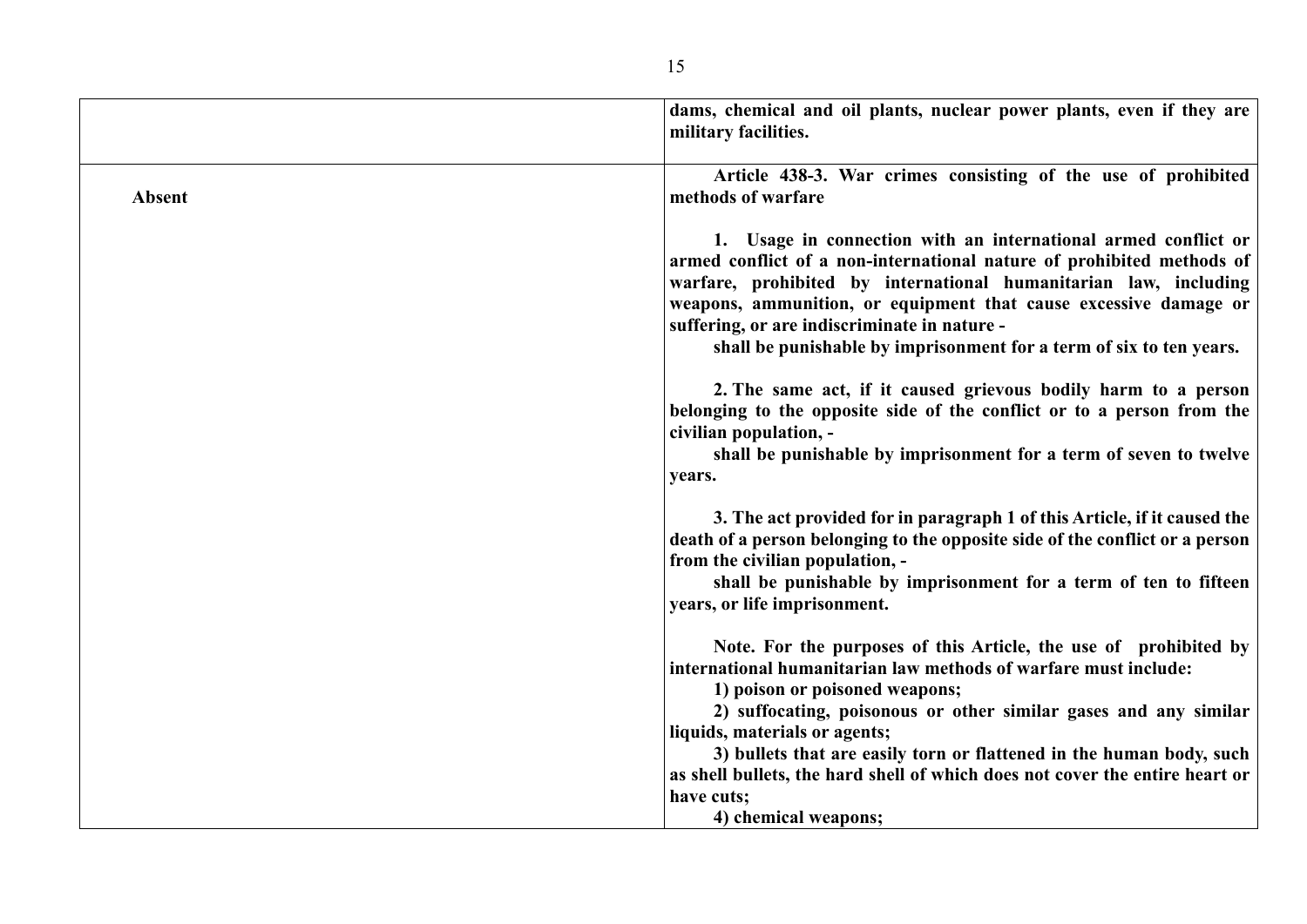| | |
|---|---|
| | **dams, chemical and oil plants, nuclear power plants, even if they are military facilities.** |
| **Absent** | **Article 438-3. War crimes consisting of the use of prohibited methods of warfare**<br><br>**1. Usage in connection with an international armed conflict or armed conflict of a non-international nature of prohibited methods of warfare, prohibited by international humanitarian law, including weapons, ammunition, or equipment that cause excessive damage or suffering, or are indiscriminate in nature -**<br>**shall be punishable by imprisonment for a term of six to ten years.**<br><br>**2. The same act, if it caused grievous bodily harm to a person belonging to the opposite side of the conflict or to a person from the civilian population, -**<br>**shall be punishable by imprisonment for a term of seven to twelve years.**<br><br>**3. The act provided for in paragraph 1 of this Article, if it caused the death of a person belonging to the opposite side of the conflict or a person from the civilian population, -**<br>**shall be punishable by imprisonment for a term of ten to fifteen years, or life imprisonment.**<br><br>**Note. For the purposes of this Article, the use of prohibited by international humanitarian law methods of warfare must include:**<br>**1) poison or poisoned weapons;**<br>**2) suffocating, poisonous or other similar gases and any similar liquids, materials or agents;**<br>**3) bullets that are easily torn or flattened in the human body, such as shell bullets, the hard shell of which does not cover the entire heart or have cuts;**<br>**4) chemical weapons;** |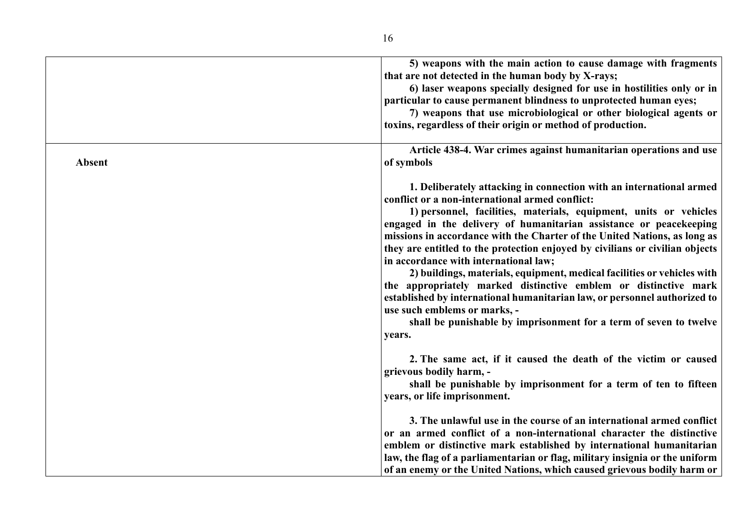| | |
|---|---|
| | **5) weapons with the main action to cause damage with fragments that are not detected in the human body by X-rays;**<br>**6) laser weapons specially designed for use in hostilities only or in particular to cause permanent blindness to unprotected human eyes;**<br>**7) weapons that use microbiological or other biological agents or toxins, regardless of their origin or method of production.** |
| **Absent** | **Article 438-4. War crimes against humanitarian operations and use of symbols**<br><br>**1. Deliberately attacking in connection with an international armed conflict or a non-international armed conflict:**<br>**1) personnel, facilities, materials, equipment, units or vehicles engaged in the delivery of humanitarian assistance or peacekeeping missions in accordance with the Charter of the United Nations, as long as they are entitled to the protection enjoyed by civilians or civilian objects in accordance with international law;**<br>**2) buildings, materials, equipment, medical facilities or vehicles with the appropriately marked distinctive emblem or distinctive mark established by international humanitarian law, or personnel authorized to use such emblems or marks, -**<br>**shall be punishable by imprisonment for a term of seven to twelve years.**<br><br>**2. The same act, if it caused the death of the victim or caused grievous bodily harm, -**<br>**shall be punishable by imprisonment for a term of ten to fifteen years, or life imprisonment.**<br><br>**3. The unlawful use in the course of an international armed conflict or an armed conflict of a non-international character the distinctive emblem or distinctive mark established by international humanitarian law, the flag of a parliamentarian or flag, military insignia or the uniform of an enemy or the United Nations, which caused grievous bodily harm or** |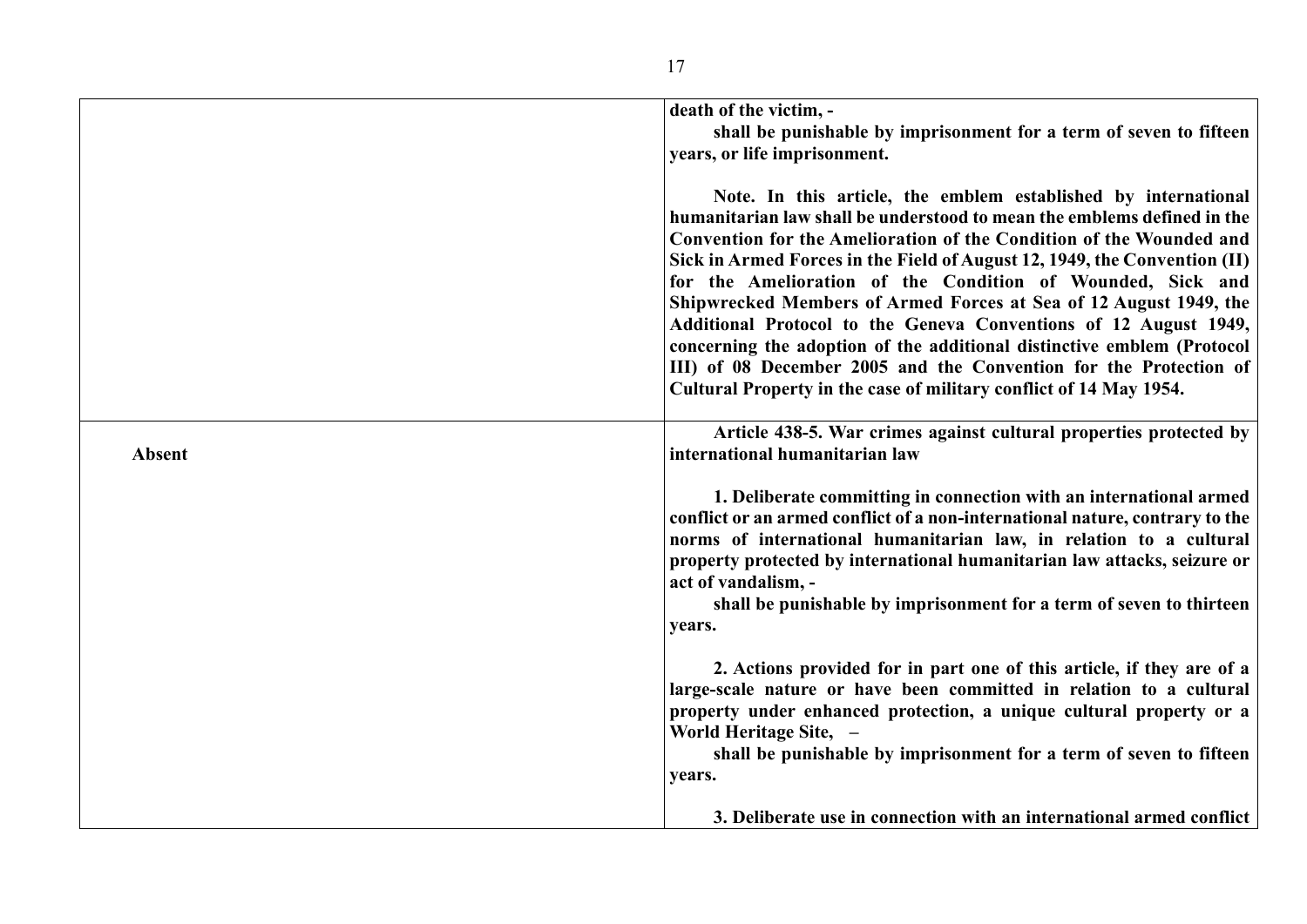| | |
|---|---|
| | **death of the victim, -**<br>**shall be punishable by imprisonment for a term of seven to fifteen years, or life imprisonment.**<br><br>**Note. In this article, the emblem established by international humanitarian law shall be understood to mean the emblems defined in the Convention for the Amelioration of the Condition of the Wounded and Sick in Armed Forces in the Field of August 12, 1949, the Convention (II) for the Amelioration of the Condition of Wounded, Sick and Shipwrecked Members of Armed Forces at Sea of 12 August 1949, the Additional Protocol to the Geneva Conventions of 12 August 1949, concerning the adoption of the additional distinctive emblem (Protocol III) of 08 December 2005 and the Convention for the Protection of Cultural Property in the case of military conflict of 14 May 1954.** |
| **Absent** | **Article 438-5. War crimes against cultural properties protected by international humanitarian law**<br><br>**1. Deliberate committing in connection with an international armed conflict or an armed conflict of a non-international nature, contrary to the norms of international humanitarian law, in relation to a cultural property protected by international humanitarian law attacks, seizure or act of vandalism, -**<br>**shall be punishable by imprisonment for a term of seven to thirteen years.**<br><br>**2. Actions provided for in part one of this article, if they are of a large-scale nature or have been committed in relation to a cultural property under enhanced protection, a unique cultural property or a World Heritage Site, –**<br>**shall be punishable by imprisonment for a term of seven to fifteen years.**<br><br>**3. Deliberate use in connection with an international armed conflict** |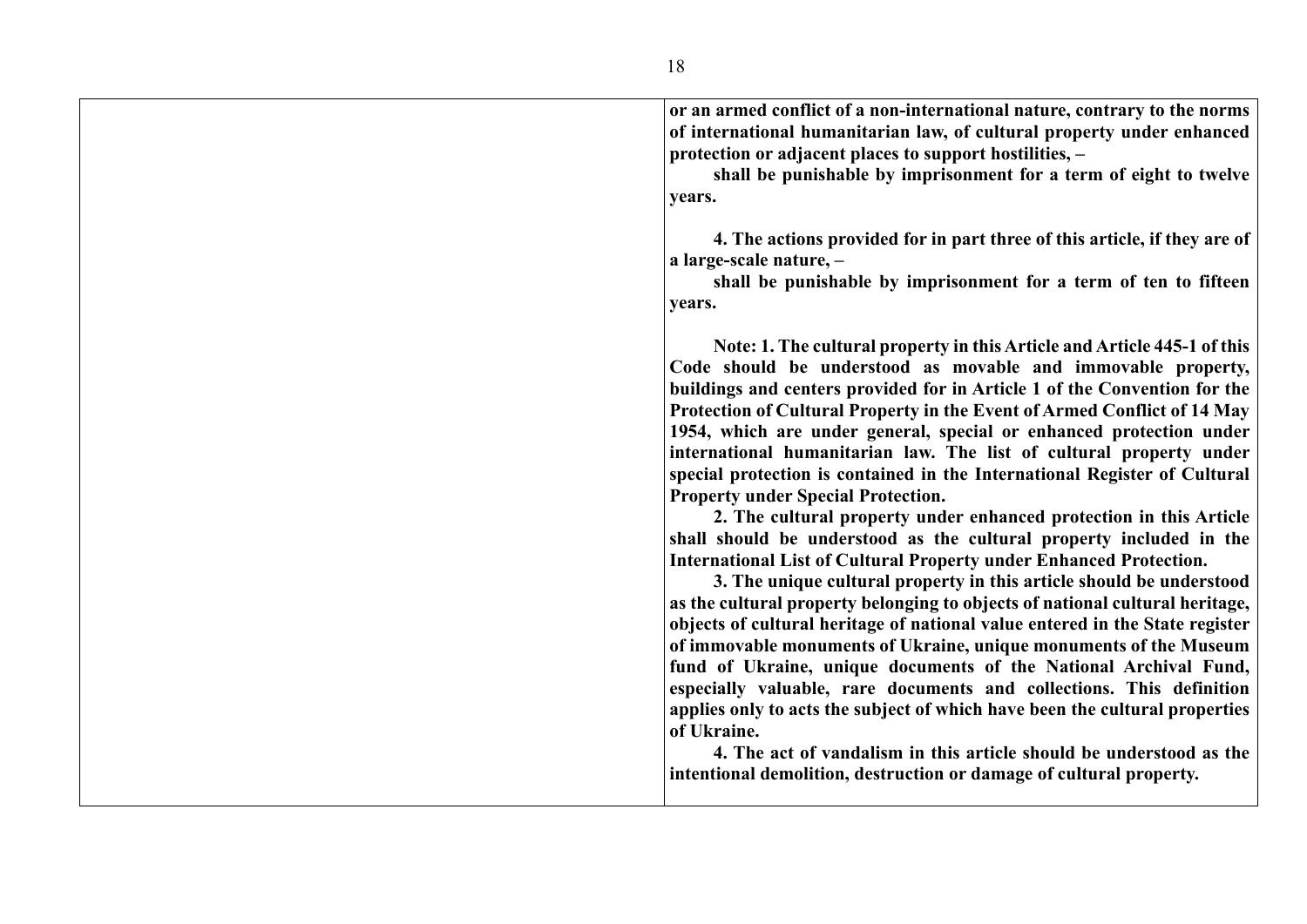| | |
|---|---|
| | **or an armed conflict of a non-international nature, contrary to the norms of international humanitarian law, of cultural property under enhanced protection or adjacent places to support hostilities, –**<br>**shall be punishable by imprisonment for a term of eight to twelve years.**<br><br>**4. The actions provided for in part three of this article, if they are of a large-scale nature, –**<br>**shall be punishable by imprisonment for a term of ten to fifteen years.**<br><br>**Note: 1. The cultural property in this Article and Article 445-1 of this Code should be understood as movable and immovable property, buildings and centers provided for in Article 1 of the Convention for the Protection of Cultural Property in the Event of Armed Conflict of 14 May 1954, which are under general, special or enhanced protection under international humanitarian law. The list of cultural property under special protection is contained in the International Register of Cultural Property under Special Protection.**<br>**2. The cultural property under enhanced protection in this Article shall should be understood as the cultural property included in the International List of Cultural Property under Enhanced Protection.**<br>**3. The unique cultural property in this article should be understood as the cultural property belonging to objects of national cultural heritage, objects of cultural heritage of national value entered in the State register of immovable monuments of Ukraine, unique monuments of the Museum fund of Ukraine, unique documents of the National Archival Fund, especially valuable, rare documents and collections. This definition applies only to acts the subject of which have been the cultural properties of Ukraine.**<br>**4. The act of vandalism in this article should be understood as the intentional demolition, destruction or damage of cultural property.** |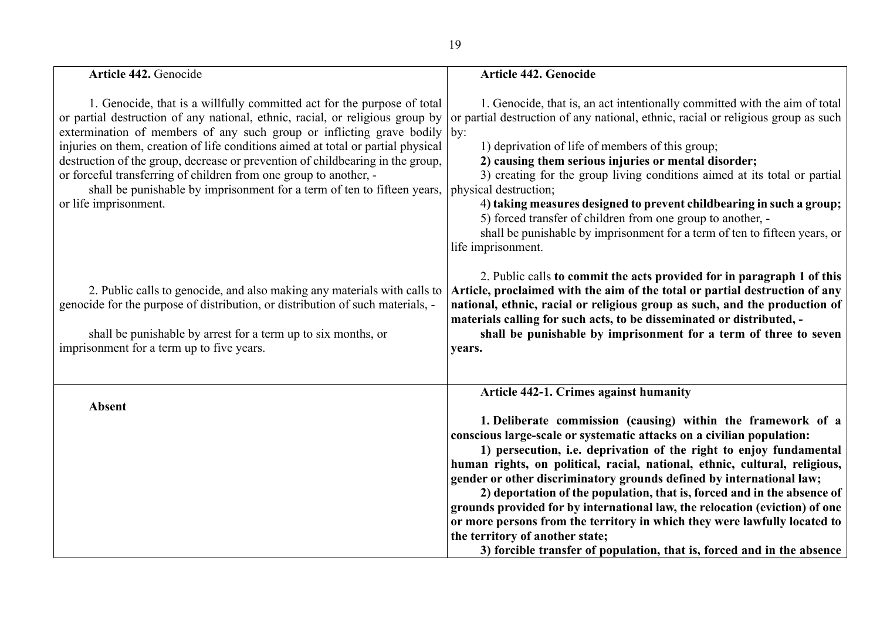| **Article 442.** Genocide | **Article 442. Genocide** |
| --- | --- |
| 1. Genocide, that is a willfully committed act for the purpose of total or partial destruction of any national, ethnic, racial, or religious group by extermination of members of any such group or inflicting grave bodily injuries on them, creation of life conditions aimed at total or partial physical destruction of the group, decrease or prevention of childbearing in the group, or forceful transferring of children from one group to another, - <br> shall be punishable by imprisonment for a term of ten to fifteen years, or life imprisonment. | 1. Genocide, that is, an act intentionally committed with the aim of total or partial destruction of any national, ethnic, racial or religious group as such by: <br> 1) deprivation of life of members of this group; <br> **2) causing them serious injuries or mental disorder;** <br> 3) creating for the group living conditions aimed at its total or partial physical destruction; <br> 4**) taking measures designed to prevent childbearing in such a group;** <br> 5) forced transfer of children from one group to another, - <br> shall be punishable by imprisonment for a term of ten to fifteen years, or life imprisonment. |
| 2. Public calls to genocide, and also making any materials with calls to genocide for the purpose of distribution, or distribution of such materials, - <br> shall be punishable by arrest for a term up to six months, or imprisonment for a term up to five years. | 2. Public calls **to commit the acts provided for in paragraph 1 of this Article, proclaimed with the aim of the total or partial destruction of any national, ethnic, racial or religious group as such, and the production of materials calling for such acts, to be disseminated or distributed, -** <br> **shall be punishable by imprisonment for a term of three to seven years.** |
| **Absent** | **Article 442-1. Crimes against humanity** <br> **1. Deliberate commission (causing) within the framework of a conscious large-scale or systematic attacks on a civilian population:** <br> **1) persecution, i.e. deprivation of the right to enjoy fundamental human rights, on political, racial, national, ethnic, cultural, religious, gender or other discriminatory grounds defined by international law;** <br> **2) deportation of the population, that is, forced and in the absence of grounds provided for by international law, the relocation (eviction) of one or more persons from the territory in which they were lawfully located to the territory of another state;** <br> **3) forcible transfer of population, that is, forced and in the absence** |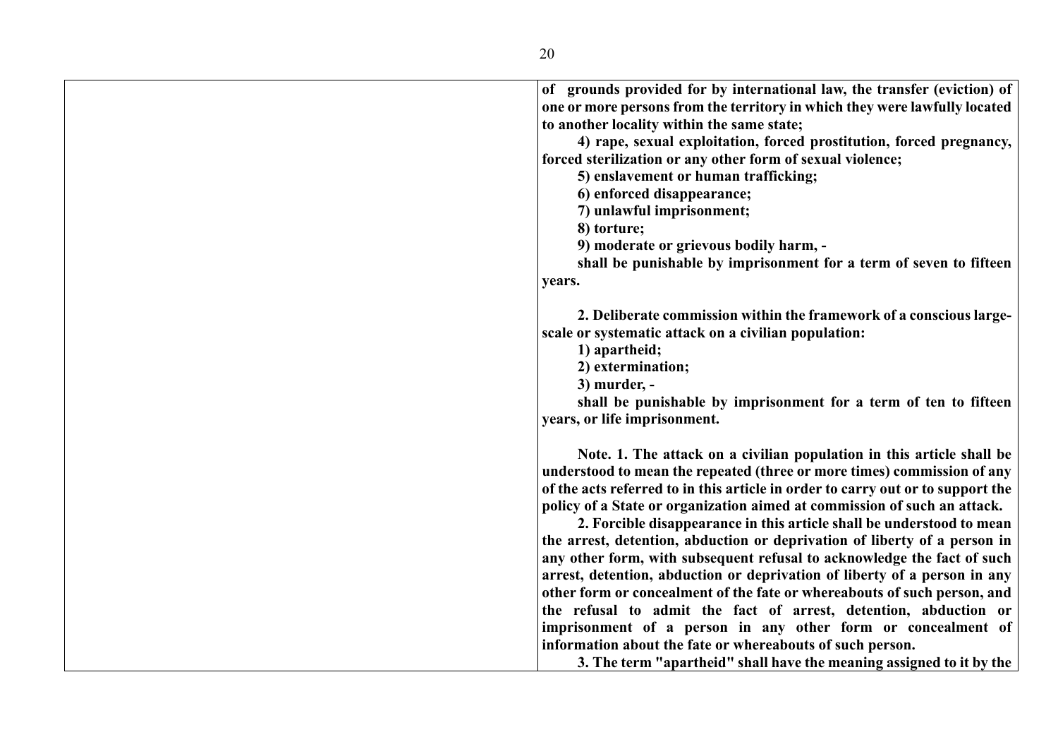**of grounds provided for by international law, the transfer (eviction) of one or more persons from the territory in which they were lawfully located to another locality within the same state;**

**4) rape, sexual exploitation, forced prostitution, forced pregnancy, forced sterilization or any other form of sexual violence;**

**5) enslavement or human trafficking;**

**6) enforced disappearance;**

**7) unlawful imprisonment;**

**8) torture;**

**9) moderate or grievous bodily harm, -**

**shall be punishable by imprisonment for a term of seven to fifteen years.**

**2. Deliberate commission within the framework of a conscious large-scale or systematic attack on a civilian population:**

**1) apartheid;**

**2) extermination;**

**3) murder, -**

**shall be punishable by imprisonment for a term of ten to fifteen years, or life imprisonment.**

**Note. 1. The attack on a civilian population in this article shall be understood to mean the repeated (three or more times) commission of any of the acts referred to in this article in order to carry out or to support the policy of a State or organization aimed at commission of such an attack.**

**2. Forcible disappearance in this article shall be understood to mean the arrest, detention, abduction or deprivation of liberty of a person in any other form, with subsequent refusal to acknowledge the fact of such arrest, detention, abduction or deprivation of liberty of a person in any other form or concealment of the fate or whereabouts of such person, and the refusal to admit the fact of arrest, detention, abduction or imprisonment of a person in any other form or concealment of information about the fate or whereabouts of such person.**

**3. The term "apartheid" shall have the meaning assigned to it by the**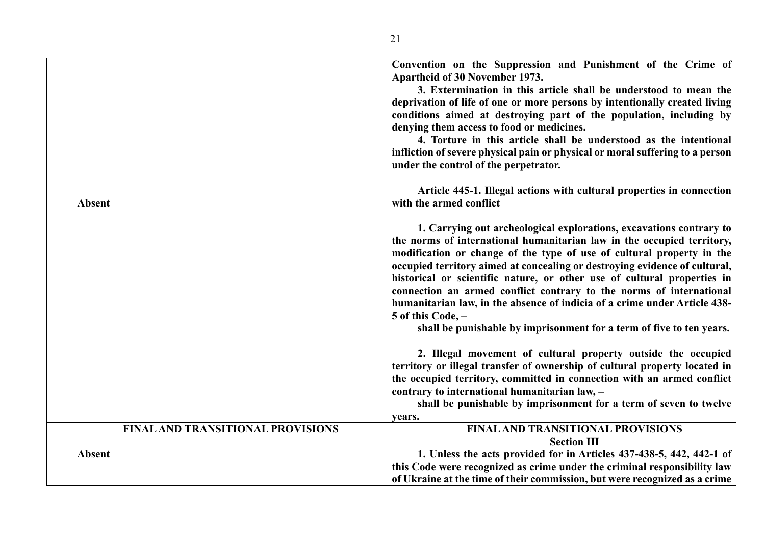| | |
|---|---|
| | **Convention on the Suppression and Punishment of the Crime of Apartheid of 30 November 1973.**<br>**3. Extermination in this article shall be understood to mean the deprivation of life of one or more persons by intentionally created living conditions aimed at destroying part of the population, including by denying them access to food or medicines.**<br>**4. Torture in this article shall be understood as the intentional infliction of severe physical pain or physical or moral suffering to a person under the control of the perpetrator.** |
| **Absent** | **Article 445-1. Illegal actions with cultural properties in connection with the armed conflict**<br><br>**1. Carrying out archeological explorations, excavations contrary to the norms of international humanitarian law in the occupied territory, modification or change of the type of use of cultural property in the occupied territory aimed at concealing or destroying evidence of cultural, historical or scientific nature, or other use of cultural properties in connection an armed conflict contrary to the norms of international humanitarian law, in the absence of indicia of a crime under Article 438-5 of this Code, –**<br>**shall be punishable by imprisonment for a term of five to ten years.**<br><br>**2. Illegal movement of cultural property outside the occupied territory or illegal transfer of ownership of cultural property located in the occupied territory, committed in connection with an armed conflict contrary to international humanitarian law, –**<br>**shall be punishable by imprisonment for a term of seven to twelve years.** |
| **FINAL AND TRANSITIONAL PROVISIONS**<br><br>**Absent** | **FINAL AND TRANSITIONAL PROVISIONS**<br>**Section III**<br>**1. Unless the acts provided for in Articles 437-438-5, 442, 442-1 of this Code were recognized as crime under the criminal responsibility law of Ukraine at the time of their commission, but were recognized as a crime** |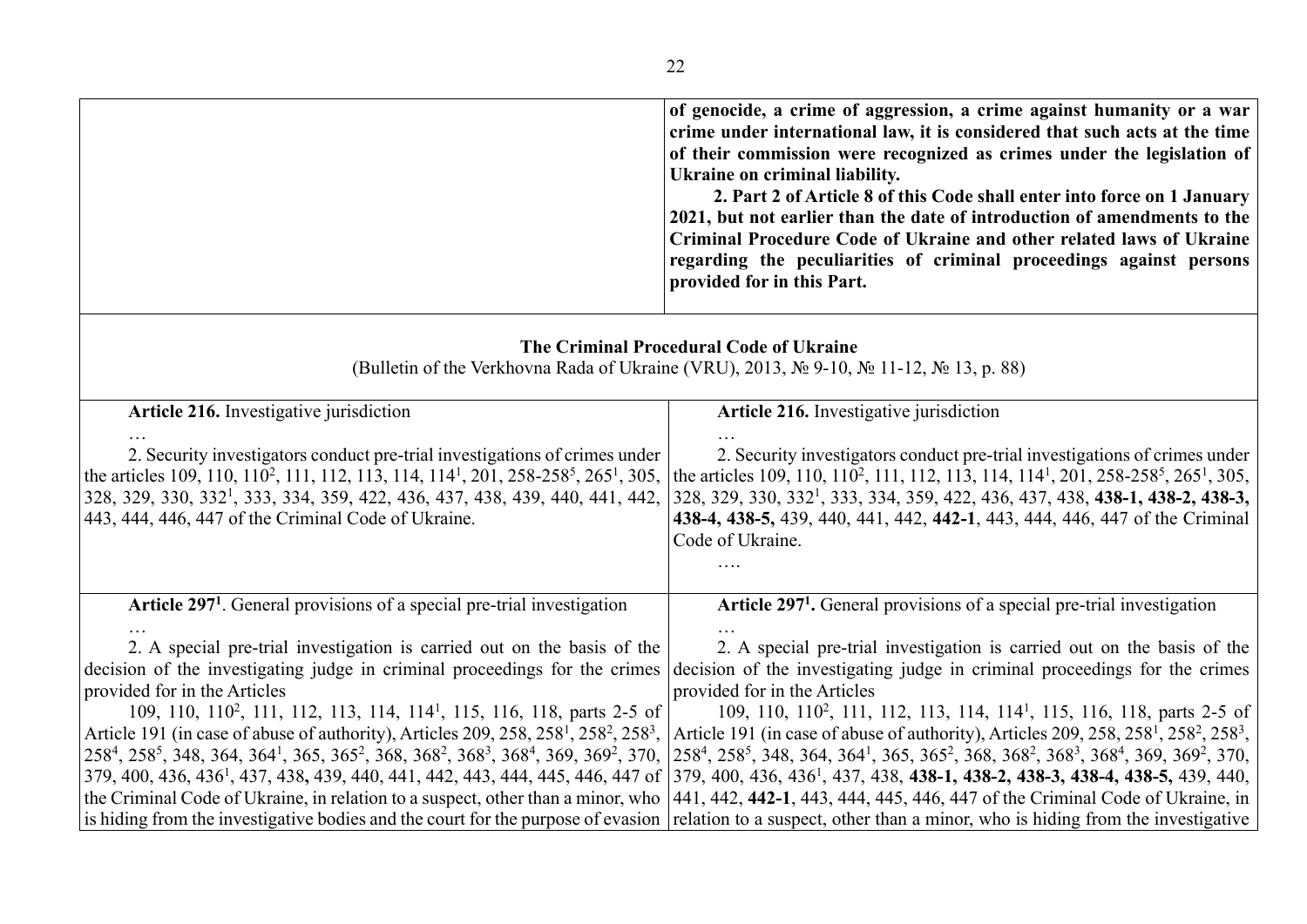| | |
|---|---|
| | **of genocide, a crime of aggression, a crime against humanity or a war crime under international law, it is considered that such acts at the time of their commission were recognized as crimes under the legislation of Ukraine on criminal liability.** <br> **2. Part 2 of Article 8 of this Code shall enter into force on 1 January 2021, but not earlier than the date of introduction of amendments to the Criminal Procedure Code of Ukraine and other related laws of Ukraine regarding the peculiarities of criminal proceedings against persons provided for in this Part.** |
| **The Criminal Procedural Code of Ukraine** <br> (Bulletin of the Verkhovna Rada of Ukraine (VRU), 2013, № 9-10, № 11-12, № 13, p. 88) | |
| **Article 216.** Investigative jurisdiction <br> … <br> 2. Security investigators conduct pre-trial investigations of crimes under the articles 109, 110, 110[2], 111, 112, 113, 114, 114[1], 201, 258-258[5], 265[1], 305, 328, 329, 330, 332[1], 333, 334, 359, 422, 436, 437, 438, 439, 440, 441, 442, 443, 444, 446, 447 of the Criminal Code of Ukraine. | **Article 216.** Investigative jurisdiction <br> … <br> 2. Security investigators conduct pre-trial investigations of crimes under the articles 109, 110, 110[2], 111, 112, 113, 114, 114[1], 201, 258-258[5], 265[1], 305, 328, 329, 330, 332[1], 333, 334, 359, 422, 436, 437, 438, **438-1, 438-2, 438-3, 438-4, 438-5,** 439, 440, 441, 442, **442-1**, 443, 444, 446, 447 of the Criminal Code of Ukraine. <br> …. |
| **Article 297[1]**. General provisions of a special pre-trial investigation <br> … <br> 2. A special pre-trial investigation is carried out on the basis of the decision of the investigating judge in criminal proceedings for the crimes provided for in the Articles <br> 109, 110, 110[2], 111, 112, 113, 114, 114[1], 115, 116, 118, parts 2-5 of Article 191 (in case of abuse of authority), Articles 209, 258, 258[1], 258[2], 258[3], 258[4], 258[5], 348, 364, 364[1], 365, 365[2], 368, 368[2], 368[3], 368[4], 369, 369[2], 370, 379, 400, 436, 436[1], 437, 438**,** 439, 440, 441, 442, 443, 444, 445, 446, 447 of the Criminal Code of Ukraine, in relation to a suspect, other than a minor, who is hiding from the investigative bodies and the court for the purpose of evasion | **Article 297[1].** General provisions of a special pre-trial investigation <br> … <br> 2. A special pre-trial investigation is carried out on the basis of the decision of the investigating judge in criminal proceedings for the crimes provided for in the Articles <br> 109, 110, 110[2], 111, 112, 113, 114, 114[1], 115, 116, 118, parts 2-5 of Article 191 (in case of abuse of authority), Articles 209, 258, 258[1], 258[2], 258[3], 258[4], 258[5], 348, 364, 364[1], 365, 365[2], 368, 368[2], 368[3], 368[4], 369, 369[2], 370, 379, 400, 436, 436[1], 437, 438, **438-1, 438-2, 438-3, 438-4, 438-5,** 439, 440, 441, 442, **442-1**, 443, 444, 445, 446, 447 of the Criminal Code of Ukraine, in relation to a suspect, other than a minor, who is hiding from the investigative |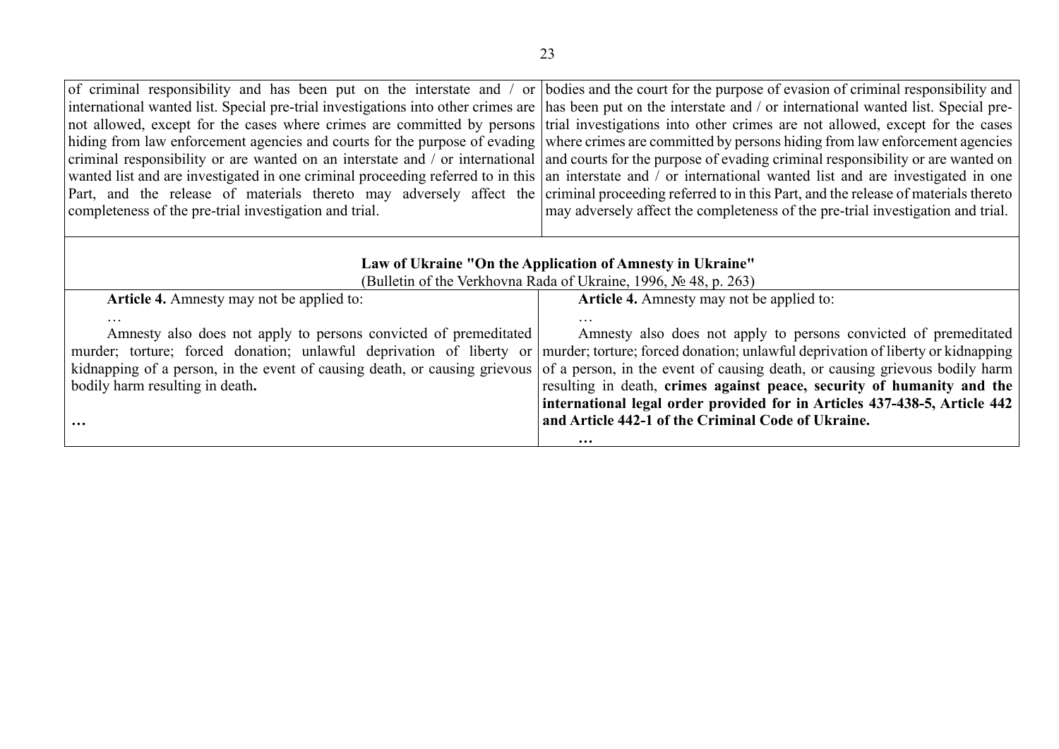| | |
|---|---|
| of criminal responsibility and has been put on the interstate and / or international wanted list. Special pre-trial investigations into other crimes are not allowed, except for the cases where crimes are committed by persons hiding from law enforcement agencies and courts for the purpose of evading criminal responsibility or are wanted on an interstate and / or international wanted list and are investigated in one criminal proceeding referred to in this Part, and the release of materials thereto may adversely affect the completeness of the pre-trial investigation and trial. | bodies and the court for the purpose of evasion of criminal responsibility and has been put on the interstate and / or international wanted list. Special pre-trial investigations into other crimes are not allowed, except for the cases where crimes are committed by persons hiding from law enforcement agencies and courts for the purpose of evading criminal responsibility or are wanted on an interstate and / or international wanted list and are investigated in one criminal proceeding referred to in this Part, and the release of materials thereto may adversely affect the completeness of the pre-trial investigation and trial. |
| **Law of Ukraine "On the Application of Amnesty in Ukraine"** (Bulletin of the Verkhovna Rada of Ukraine, 1996, № 48, p. 263) | |
| **Article 4.** Amnesty may not be applied to: … Amnesty also does not apply to persons convicted of premeditated murder; torture; forced donation; unlawful deprivation of liberty or kidnapping of a person, in the event of causing death, or causing grievous bodily harm resulting in death**.** **…** | **Article 4.** Amnesty may not be applied to: … Amnesty also does not apply to persons convicted of premeditated murder; torture; forced donation; unlawful deprivation of liberty or kidnapping of a person, in the event of causing death, or causing grievous bodily harm resulting in death, **crimes against peace, security of humanity and the international legal order provided for in Articles 437-438-5, Article 442 and Article 442-1 of the Criminal Code of Ukraine.** **…** |